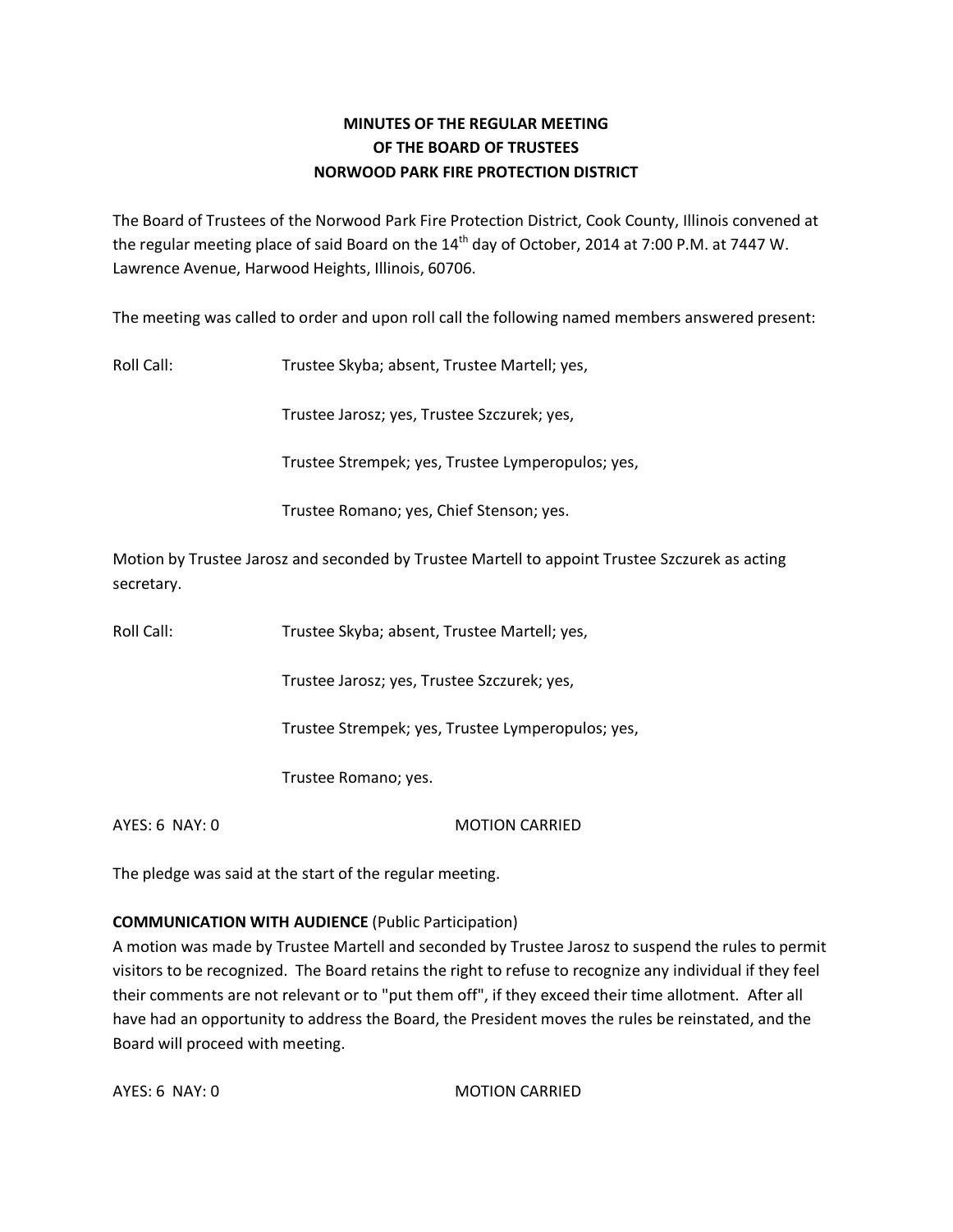# MINUTES OF THE REGULAR MEETING
# OF THE BOARD OF TRUSTEES
# NORWOOD PARK FIRE PROTECTION DISTRICT

The Board of Trustees of the Norwood Park Fire Protection District, Cook County, Illinois convened at the regular meeting place of said Board on the 14th day of October, 2014 at 7:00 P.M. at 7447 W. Lawrence Avenue, Harwood Heights, Illinois, 60706.

The meeting was called to order and upon roll call the following named members answered present:

Roll Call: Trustee Skyba; absent, Trustee Martell; yes,

Trustee Jarosz; yes, Trustee Szczurek; yes,

Trustee Strempek; yes, Trustee Lymperopulos; yes,

Trustee Romano; yes, Chief Stenson; yes.

Motion by Trustee Jarosz and seconded by Trustee Martell to appoint Trustee Szczurek as acting secretary.

Roll Call: Trustee Skyba; absent, Trustee Martell; yes,

Trustee Jarosz; yes, Trustee Szczurek; yes,

Trustee Strempek; yes, Trustee Lymperopulos; yes,

Trustee Romano; yes.

AYES: 6 NAY: 0 MOTION CARRIED

The pledge was said at the start of the regular meeting.

**COMMUNICATION WITH AUDIENCE** (Public Participation)
A motion was made by Trustee Martell and seconded by Trustee Jarosz to suspend the rules to permit visitors to be recognized. The Board retains the right to refuse to recognize any individual if they feel their comments are not relevant or to "put them off", if they exceed their time allotment. After all have had an opportunity to address the Board, the President moves the rules be reinstated, and the Board will proceed with meeting.

AYES: 6 NAY: 0 MOTION CARRIED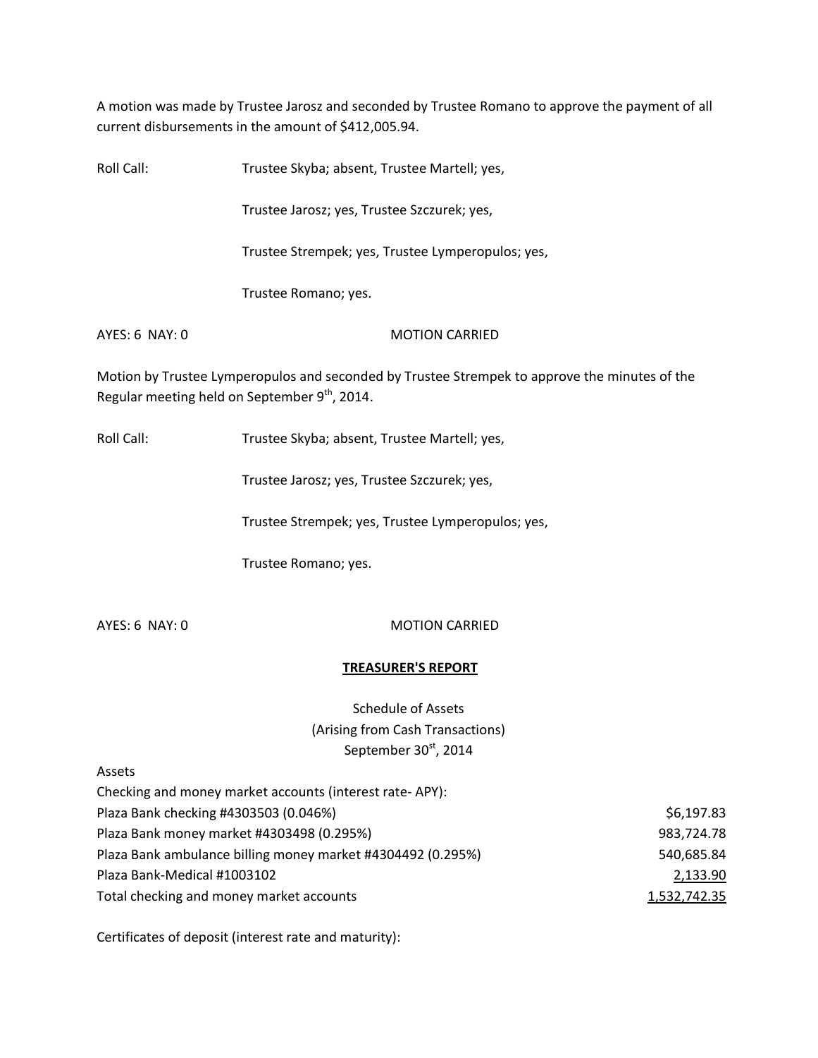A motion was made by Trustee Jarosz and seconded by Trustee Romano to approve the payment of all current disbursements in the amount of $412,005.94.

Roll Call: Trustee Skyba; absent, Trustee Martell; yes,

Trustee Jarosz; yes, Trustee Szczurek; yes,

Trustee Strempek; yes, Trustee Lymperopulos; yes,

Trustee Romano; yes.

AYES: 6 NAY: 0 MOTION CARRIED

Motion by Trustee Lymperopulos and seconded by Trustee Strempek to approve the minutes of the Regular meeting held on September 9th, 2014.

Roll Call: Trustee Skyba; absent, Trustee Martell; yes,

Trustee Jarosz; yes, Trustee Szczurek; yes,

Trustee Strempek; yes, Trustee Lymperopulos; yes,

Trustee Romano; yes.

AYES: 6 NAY: 0 MOTION CARRIED

## TREASURER'S REPORT

Schedule of Assets
(Arising from Cash Transactions)
September 30st, 2014

Assets

| Checking and money market accounts (interest rate- APY): | |
|---|---|
| Plaza Bank checking #4303503 (0.046%) | $6,197.83 |
| Plaza Bank money market #4303498 (0.295%) | 983,724.78 |
| Plaza Bank ambulance billing money market #4304492 (0.295%) | 540,685.84 |
| Plaza Bank-Medical #1003102 | 2,133.90 |
| Total checking and money market accounts | 1,532,742.35 |

Certificates of deposit (interest rate and maturity):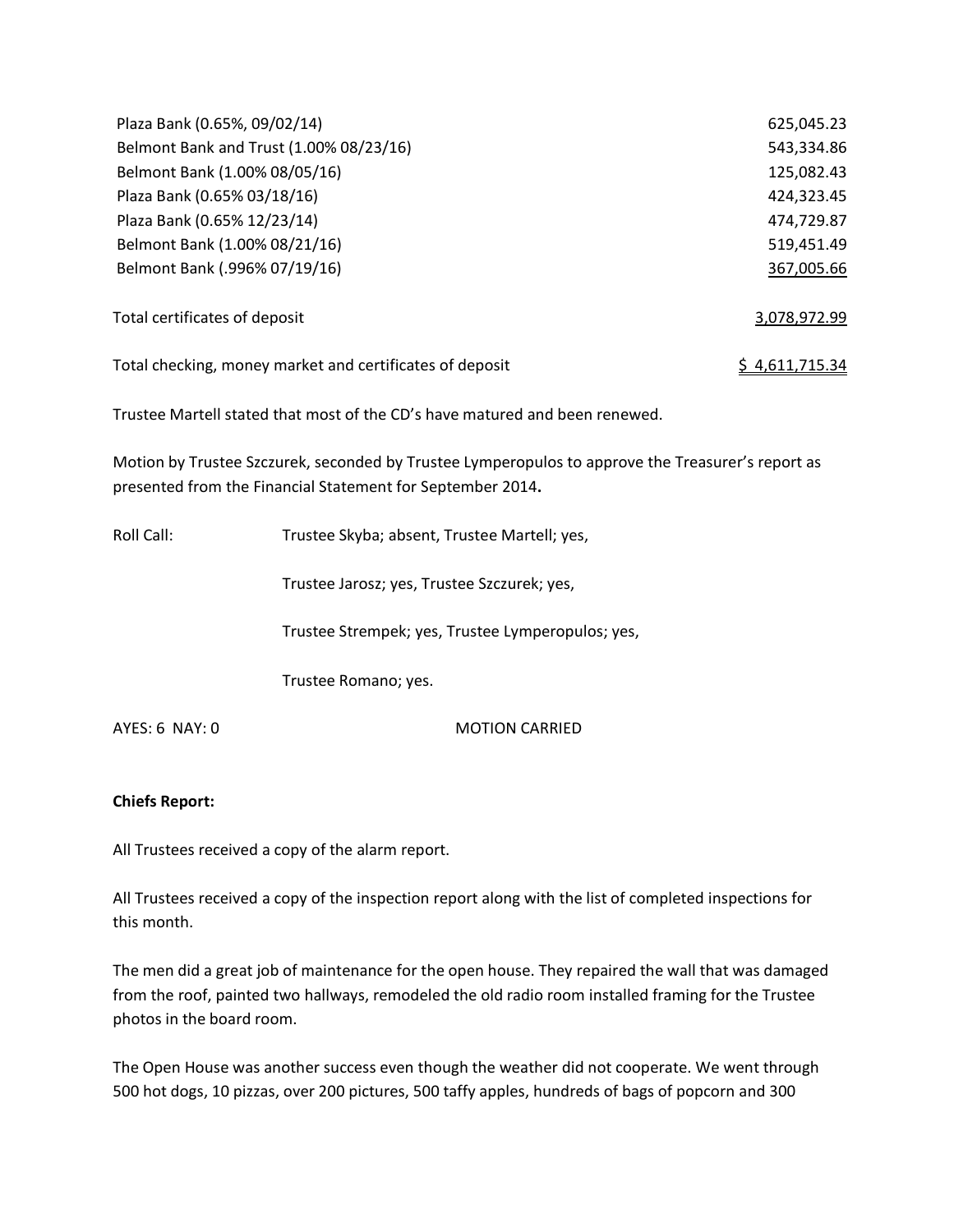| | |
|---|---|
| Plaza Bank (0.65%, 09/02/14) | 625,045.23 |
| Belmont Bank and Trust (1.00% 08/23/16) | 543,334.86 |
| Belmont Bank (1.00% 08/05/16) | 125,082.43 |
| Plaza Bank (0.65% 03/18/16) | 424,323.45 |
| Plaza Bank (0.65% 12/23/14) | 474,729.87 |
| Belmont Bank (1.00% 08/21/16) | 519,451.49 |
| Belmont Bank (.996% 07/19/16) | 367,005.66 |
| Total certificates of deposit | 3,078,972.99 |
| Total checking, money market and certificates of deposit | $ 4,611,715.34 |

Trustee Martell stated that most of the CD's have matured and been renewed.

Motion by Trustee Szczurek, seconded by Trustee Lymperopulos to approve the Treasurer's report as presented from the Financial Statement for September 2014**.**

Roll Call: Trustee Skyba; absent, Trustee Martell; yes,

Trustee Jarosz; yes, Trustee Szczurek; yes,

Trustee Strempek; yes, Trustee Lymperopulos; yes,

Trustee Romano; yes.

AYES: 6 NAY: 0 MOTION CARRIED

**Chiefs Report:**

All Trustees received a copy of the alarm report.

All Trustees received a copy of the inspection report along with the list of completed inspections for this month.

The men did a great job of maintenance for the open house. They repaired the wall that was damaged from the roof, painted two hallways, remodeled the old radio room installed framing for the Trustee photos in the board room.

The Open House was another success even though the weather did not cooperate. We went through 500 hot dogs, 10 pizzas, over 200 pictures, 500 taffy apples, hundreds of bags of popcorn and 300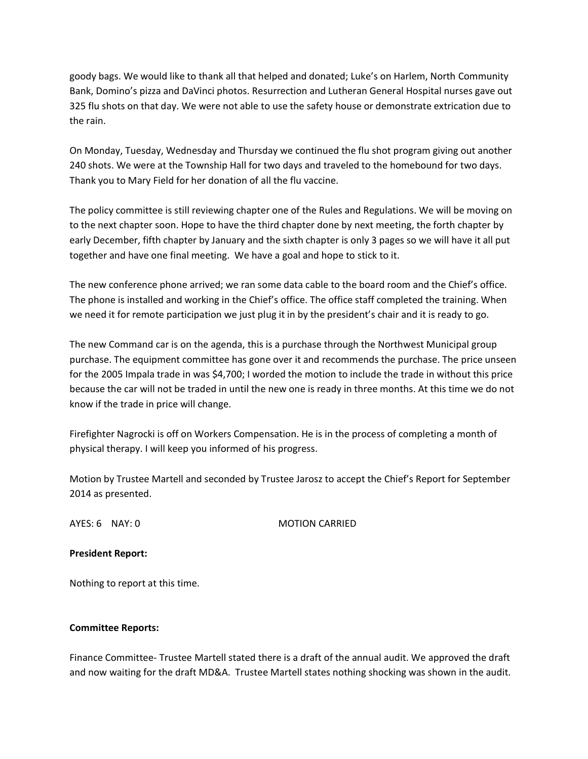goody bags. We would like to thank all that helped and donated; Luke's on Harlem, North Community Bank, Domino's pizza and DaVinci photos. Resurrection and Lutheran General Hospital nurses gave out 325 flu shots on that day. We were not able to use the safety house or demonstrate extrication due to the rain.

On Monday, Tuesday, Wednesday and Thursday we continued the flu shot program giving out another 240 shots. We were at the Township Hall for two days and traveled to the homebound for two days. Thank you to Mary Field for her donation of all the flu vaccine.

The policy committee is still reviewing chapter one of the Rules and Regulations. We will be moving on to the next chapter soon. Hope to have the third chapter done by next meeting, the forth chapter by early December, fifth chapter by January and the sixth chapter is only 3 pages so we will have it all put together and have one final meeting. We have a goal and hope to stick to it.

The new conference phone arrived; we ran some data cable to the board room and the Chief's office. The phone is installed and working in the Chief's office. The office staff completed the training. When we need it for remote participation we just plug it in by the president's chair and it is ready to go.

The new Command car is on the agenda, this is a purchase through the Northwest Municipal group purchase. The equipment committee has gone over it and recommends the purchase. The price unseen for the 2005 Impala trade in was $4,700; I worded the motion to include the trade in without this price because the car will not be traded in until the new one is ready in three months. At this time we do not know if the trade in price will change.

Firefighter Nagrocki is off on Workers Compensation. He is in the process of completing a month of physical therapy. I will keep you informed of his progress.

Motion by Trustee Martell and seconded by Trustee Jarosz to accept the Chief's Report for September 2014 as presented.

AYES: 6 NAY: 0 MOTION CARRIED

**President Report:**

Nothing to report at this time.

**Committee Reports:**

Finance Committee- Trustee Martell stated there is a draft of the annual audit. We approved the draft and now waiting for the draft MD&A. Trustee Martell states nothing shocking was shown in the audit.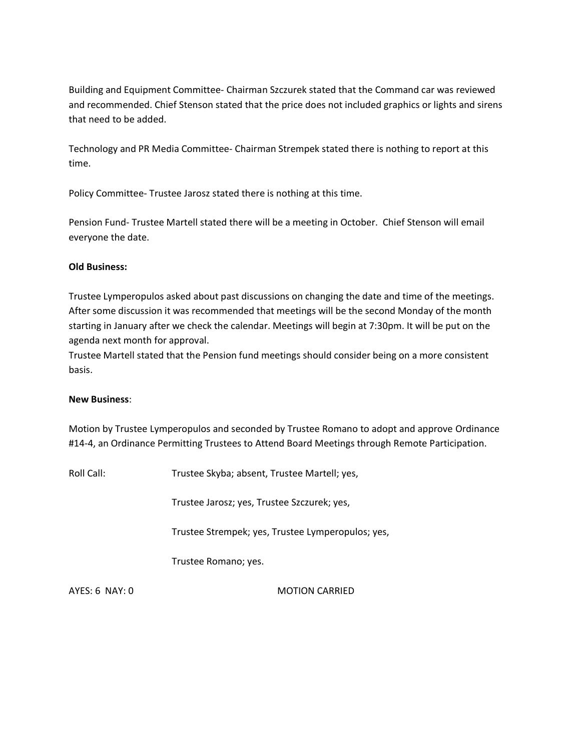Building and Equipment Committee- Chairman Szczurek stated that the Command car was reviewed and recommended. Chief Stenson stated that the price does not included graphics or lights and sirens that need to be added.

Technology and PR Media Committee- Chairman Strempek stated there is nothing to report at this time.

Policy Committee- Trustee Jarosz stated there is nothing at this time.

Pension Fund- Trustee Martell stated there will be a meeting in October. Chief Stenson will email everyone the date.

**Old Business:**

Trustee Lymperopulos asked about past discussions on changing the date and time of the meetings. After some discussion it was recommended that meetings will be the second Monday of the month starting in January after we check the calendar. Meetings will begin at 7:30pm. It will be put on the agenda next month for approval.

Trustee Martell stated that the Pension fund meetings should consider being on a more consistent basis.

**New Business**:

Motion by Trustee Lymperopulos and seconded by Trustee Romano to adopt and approve Ordinance #14-4, an Ordinance Permitting Trustees to Attend Board Meetings through Remote Participation.

Roll Call: Trustee Skyba; absent, Trustee Martell; yes,

Trustee Jarosz; yes, Trustee Szczurek; yes,

Trustee Strempek; yes, Trustee Lymperopulos; yes,

Trustee Romano; yes.

AYES: 6 NAY: 0 MOTION CARRIED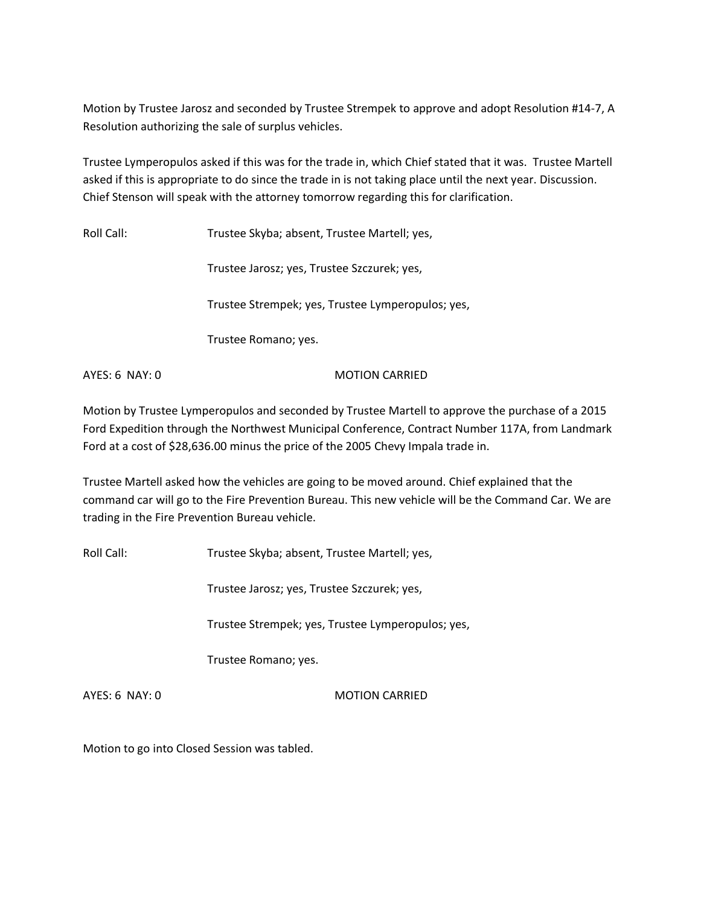Motion by Trustee Jarosz and seconded by Trustee Strempek to approve and adopt Resolution #14-7, A Resolution authorizing the sale of surplus vehicles.

Trustee Lymperopulos asked if this was for the trade in, which Chief stated that it was. Trustee Martell asked if this is appropriate to do since the trade in is not taking place until the next year. Discussion. Chief Stenson will speak with the attorney tomorrow regarding this for clarification.

Roll Call: Trustee Skyba; absent, Trustee Martell; yes,

Trustee Jarosz; yes, Trustee Szczurek; yes,

Trustee Strempek; yes, Trustee Lymperopulos; yes,

Trustee Romano; yes.

AYES: 6 NAY: 0 MOTION CARRIED

Motion by Trustee Lymperopulos and seconded by Trustee Martell to approve the purchase of a 2015 Ford Expedition through the Northwest Municipal Conference, Contract Number 117A, from Landmark Ford at a cost of $28,636.00 minus the price of the 2005 Chevy Impala trade in.

Trustee Martell asked how the vehicles are going to be moved around. Chief explained that the command car will go to the Fire Prevention Bureau. This new vehicle will be the Command Car. We are trading in the Fire Prevention Bureau vehicle.

Roll Call: Trustee Skyba; absent, Trustee Martell; yes,

Trustee Jarosz; yes, Trustee Szczurek; yes,

Trustee Strempek; yes, Trustee Lymperopulos; yes,

Trustee Romano; yes.

AYES: 6 NAY: 0 MOTION CARRIED

Motion to go into Closed Session was tabled.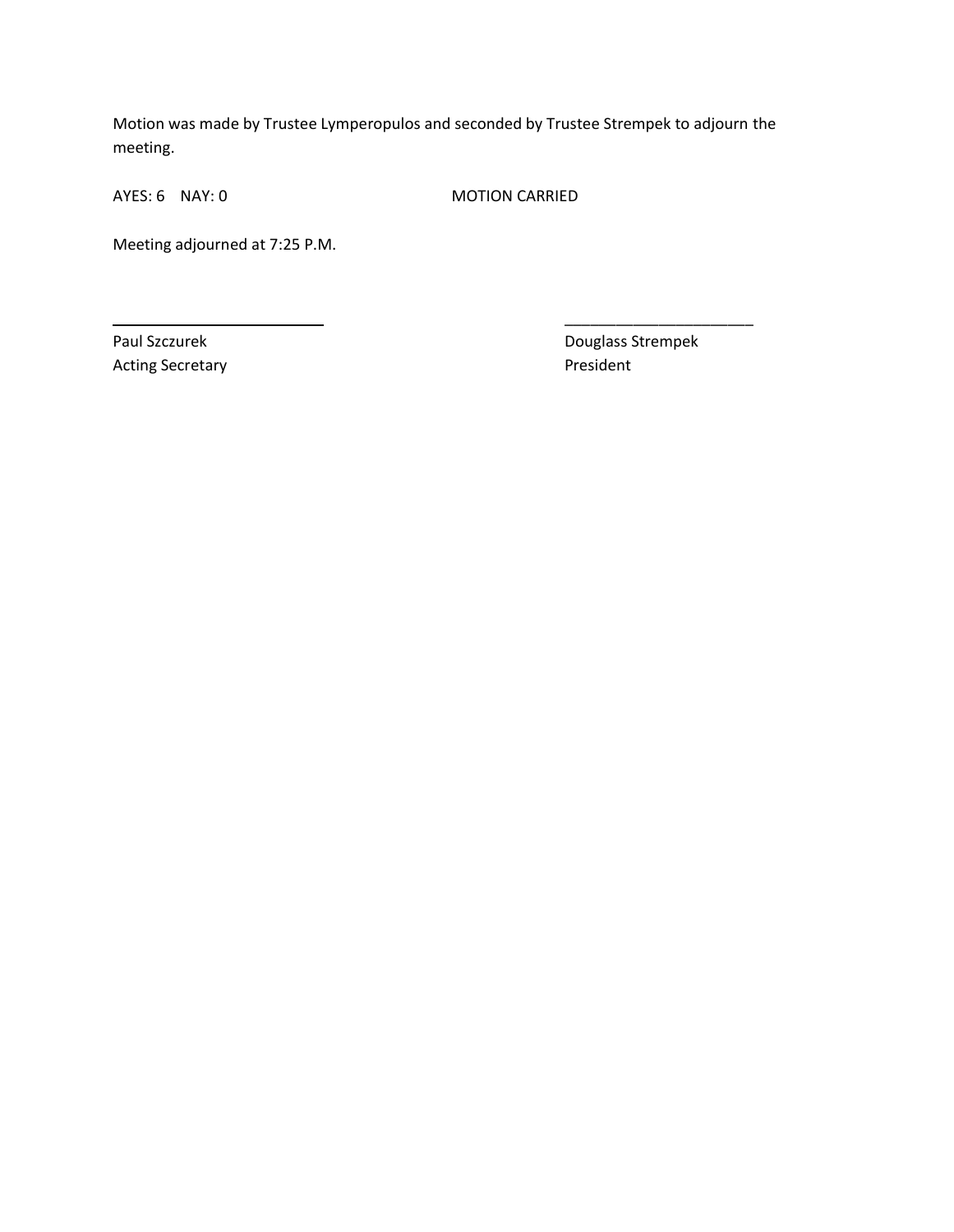Motion was made by Trustee Lymperopulos and seconded by Trustee Strempek to adjourn the meeting.

AYES: 6 NAY: 0 MOTION CARRIED

Meeting adjourned at 7:25 P.M.

| | |
|---|---|
| ______________________ | ______________________ |
| Paul Szczurek | Douglass Strempek |
| Acting Secretary | President |